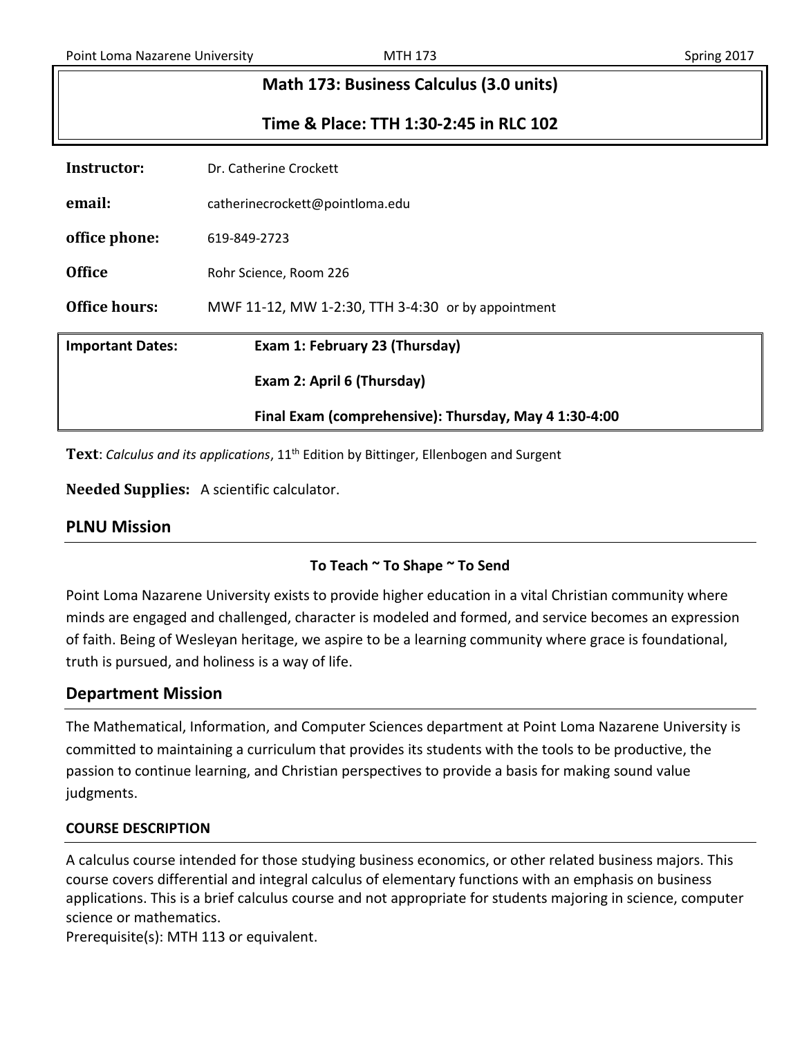# Math 173: Business Calculus (3.0 units)

## Time & Place: TTH 1:30-2:45 in RLC 102

**Instructor:** Dr. Catherine Crockett

**email:** catherinecrockett@pointloma.edu

**office phone:** 619-849-2723

**Office** Rohr Science, Room 226

**Office hours:** MWF 11-12, MW 1-2:30, TTH 3-4:30 or by appointment

**Important Dates:**

**Exam 1: February 23 (Thursday)**

**Exam 2: April 6 (Thursday)**

**Final Exam (comprehensive): Thursday, May 4 1:30-4:00**

**Text**: *Calculus and its applications*, 11th Edition by Bittinger, Ellenbogen and Surgent

**Needed Supplies:** A scientific calculator.

## PLNU Mission

**To Teach ~ To Shape ~ To Send**

Point Loma Nazarene University exists to provide higher education in a vital Christian community where minds are engaged and challenged, character is modeled and formed, and service becomes an expression of faith. Being of Wesleyan heritage, we aspire to be a learning community where grace is foundational, truth is pursued, and holiness is a way of life.

## Department Mission

The Mathematical, Information, and Computer Sciences department at Point Loma Nazarene University is committed to maintaining a curriculum that provides its students with the tools to be productive, the passion to continue learning, and Christian perspectives to provide a basis for making sound value judgments.

### COURSE DESCRIPTION

A calculus course intended for those studying business economics, or other related business majors. This course covers differential and integral calculus of elementary functions with an emphasis on business applications. This is a brief calculus course and not appropriate for students majoring in science, computer science or mathematics.
Prerequisite(s): MTH 113 or equivalent.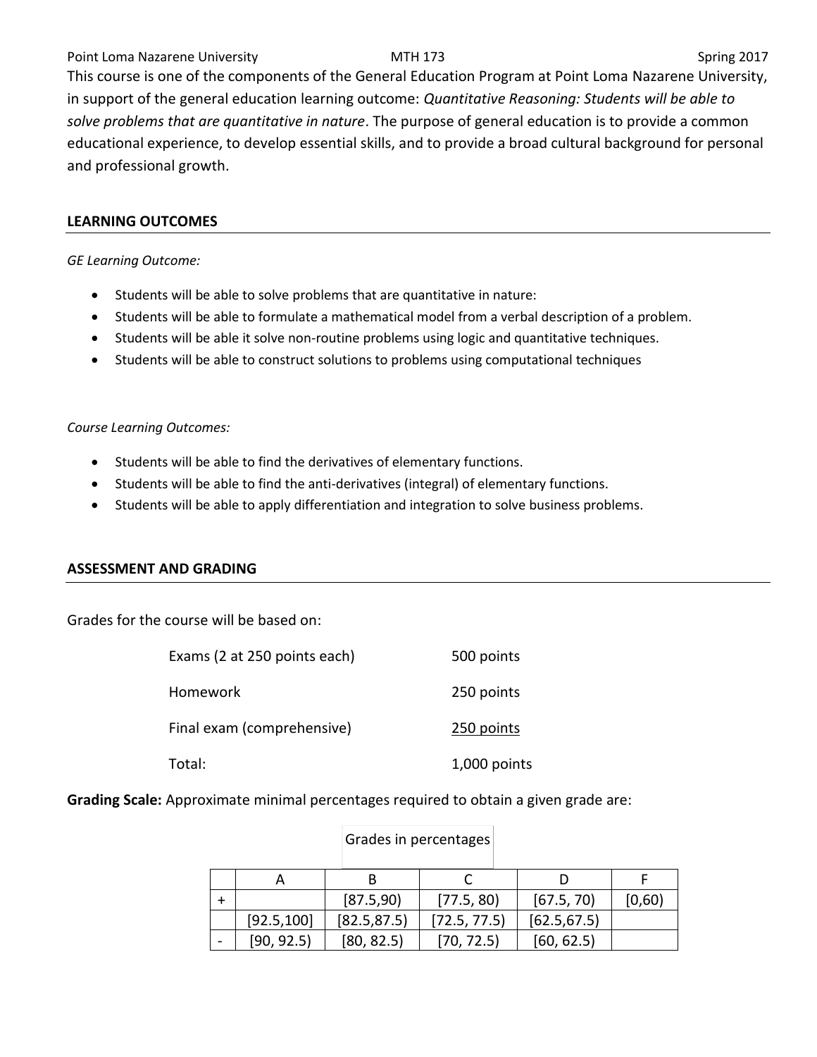This course is one of the components of the General Education Program at Point Loma Nazarene University, in support of the general education learning outcome: *Quantitative Reasoning: Students will be able to solve problems that are quantitative in nature*. The purpose of general education is to provide a common educational experience, to develop essential skills, and to provide a broad cultural background for personal and professional growth.

## LEARNING OUTCOMES

*GE Learning Outcome:*

- Students will be able to solve problems that are quantitative in nature:
- Students will be able to formulate a mathematical model from a verbal description of a problem.
- Students will be able it solve non-routine problems using logic and quantitative techniques.
- Students will be able to construct solutions to problems using computational techniques

*Course Learning Outcomes:*

- Students will be able to find the derivatives of elementary functions.
- Students will be able to find the anti-derivatives (integral) of elementary functions.
- Students will be able to apply differentiation and integration to solve business problems.

## ASSESSMENT AND GRADING

Grades for the course will be based on:

| | |
|---|---|
| Exams (2 at 250 points each) | 500 points |
| Homework | 250 points |
| Final exam (comprehensive) | 250 points |
| Total: | 1,000 points |

**Grading Scale:** Approximate minimal percentages required to obtain a given grade are:

Grades in percentages

| | A | B | C | D | F |
|---|---|---|---|---|---|
| + | | [87.5,90) | [77.5, 80) | [67.5, 70) | [0,60) |
| | [92.5,100] | [82.5,87.5) | [72.5, 77.5) | [62.5,67.5) | |
| - | [90, 92.5) | [80, 82.5) | [70, 72.5) | [60, 62.5) | |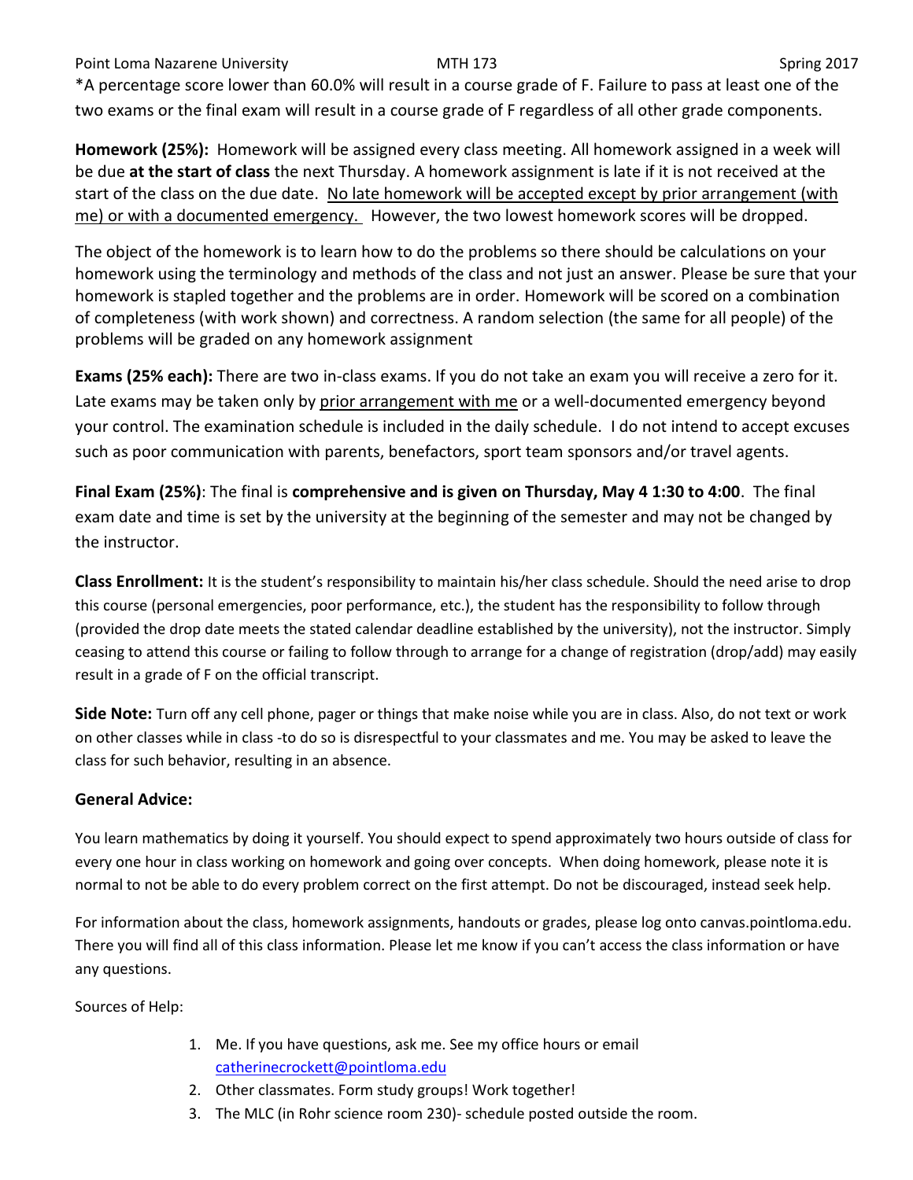*A percentage score lower than 60.0% will result in a course grade of F. Failure to pass at least one of the two exams or the final exam will result in a course grade of F regardless of all other grade components.

**Homework (25%):** Homework will be assigned every class meeting. All homework assigned in a week will be due **at the start of class** the next Thursday. A homework assignment is late if it is not received at the start of the class on the due date. <u>No late homework will be accepted except by prior arrangement (with me) or with a documented emergency.</u> However, the two lowest homework scores will be dropped.

The object of the homework is to learn how to do the problems so there should be calculations on your homework using the terminology and methods of the class and not just an answer. Please be sure that your homework is stapled together and the problems are in order. Homework will be scored on a combination of completeness (with work shown) and correctness. A random selection (the same for all people) of the problems will be graded on any homework assignment

**Exams (25% each):** There are two in-class exams. If you do not take an exam you will receive a zero for it. Late exams may be taken only by <u>prior arrangement with me</u> or a well-documented emergency beyond your control. The examination schedule is included in the daily schedule. I do not intend to accept excuses such as poor communication with parents, benefactors, sport team sponsors and/or travel agents.

**Final Exam (25%)**: The final is **comprehensive and is given on Thursday, May 4 1:30 to 4:00**. The final exam date and time is set by the university at the beginning of the semester and may not be changed by the instructor.

**Class Enrollment:** It is the student's responsibility to maintain his/her class schedule. Should the need arise to drop this course (personal emergencies, poor performance, etc.), the student has the responsibility to follow through (provided the drop date meets the stated calendar deadline established by the university), not the instructor. Simply ceasing to attend this course or failing to follow through to arrange for a change of registration (drop/add) may easily result in a grade of F on the official transcript.

**Side Note:** Turn off any cell phone, pager or things that make noise while you are in class. Also, do not text or work on other classes while in class -to do so is disrespectful to your classmates and me. You may be asked to leave the class for such behavior, resulting in an absence.

**General Advice:**

You learn mathematics by doing it yourself. You should expect to spend approximately two hours outside of class for every one hour in class working on homework and going over concepts. When doing homework, please note it is normal to not be able to do every problem correct on the first attempt. Do not be discouraged, instead seek help.

For information about the class, homework assignments, handouts or grades, please log onto canvas.pointloma.edu. There you will find all of this class information. Please let me know if you can't access the class information or have any questions.

Sources of Help:

1. Me. If you have questions, ask me. See my office hours or email catherinecrockett@pointloma.edu
2. Other classmates. Form study groups! Work together!
3. The MLC (in Rohr science room 230)- schedule posted outside the room.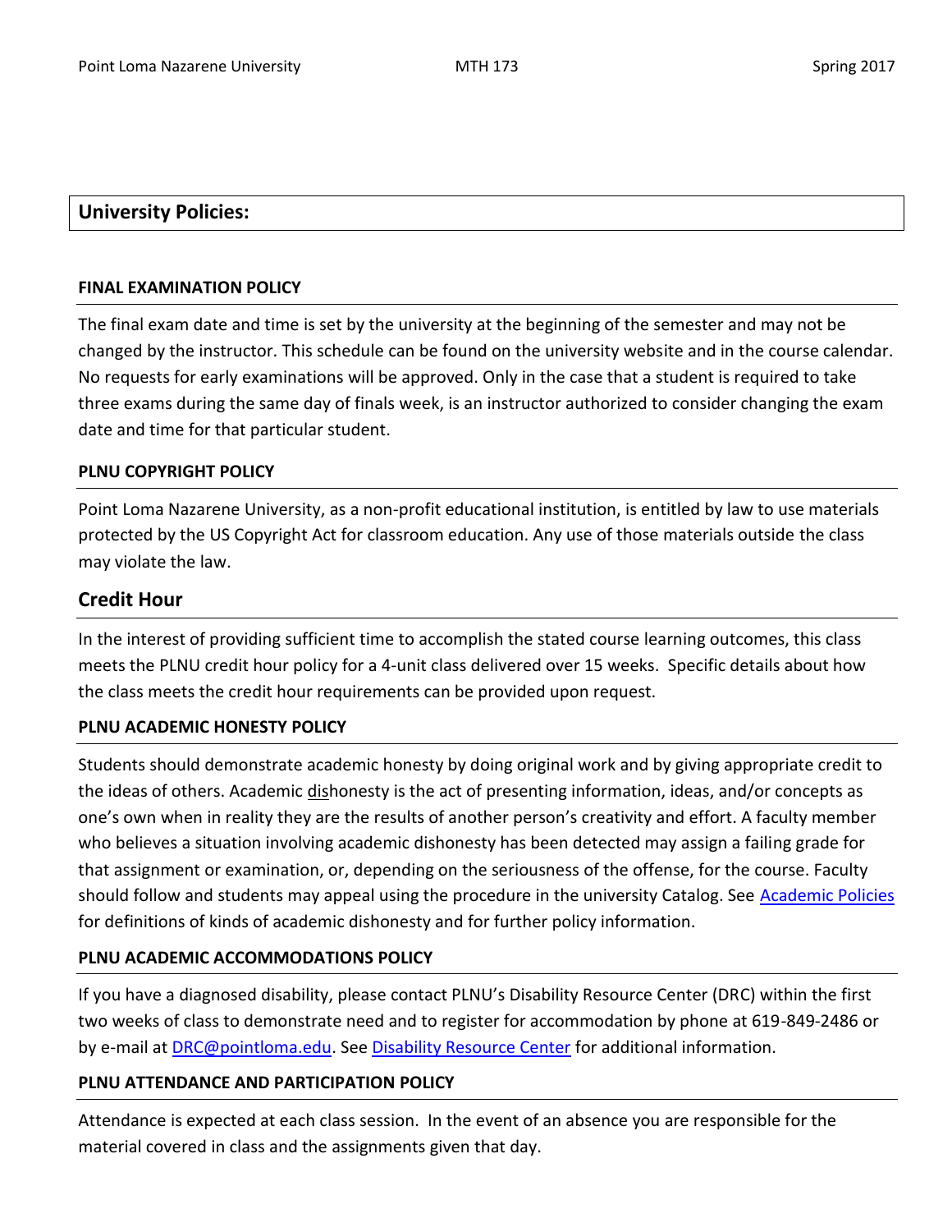## University Policies:

### FINAL EXAMINATION POLICY

The final exam date and time is set by the university at the beginning of the semester and may not be changed by the instructor. This schedule can be found on the university website and in the course calendar. No requests for early examinations will be approved. Only in the case that a student is required to take three exams during the same day of finals week, is an instructor authorized to consider changing the exam date and time for that particular student.

### PLNU COPYRIGHT POLICY

Point Loma Nazarene University, as a non-profit educational institution, is entitled by law to use materials protected by the US Copyright Act for classroom education. Any use of those materials outside the class may violate the law.

### Credit Hour

In the interest of providing sufficient time to accomplish the stated course learning outcomes, this class meets the PLNU credit hour policy for a 4-unit class delivered over 15 weeks. Specific details about how the class meets the credit hour requirements can be provided upon request.

### PLNU ACADEMIC HONESTY POLICY

Students should demonstrate academic honesty by doing original work and by giving appropriate credit to the ideas of others. Academic dishonesty is the act of presenting information, ideas, and/or concepts as one's own when in reality they are the results of another person's creativity and effort. A faculty member who believes a situation involving academic dishonesty has been detected may assign a failing grade for that assignment or examination, or, depending on the seriousness of the offense, for the course. Faculty should follow and students may appeal using the procedure in the university Catalog. See Academic Policies for definitions of kinds of academic dishonesty and for further policy information.

### PLNU ACADEMIC ACCOMMODATIONS POLICY

If you have a diagnosed disability, please contact PLNU's Disability Resource Center (DRC) within the first two weeks of class to demonstrate need and to register for accommodation by phone at 619-849-2486 or by e-mail at DRC@pointloma.edu. See Disability Resource Center for additional information.

### PLNU ATTENDANCE AND PARTICIPATION POLICY

Attendance is expected at each class session. In the event of an absence you are responsible for the material covered in class and the assignments given that day.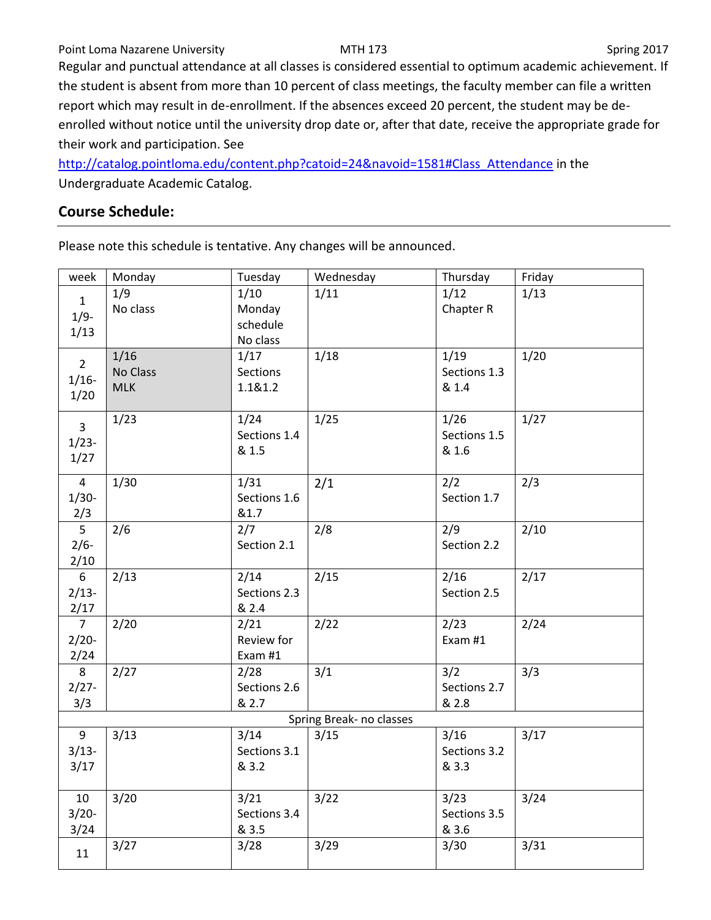Regular and punctual attendance at all classes is considered essential to optimum academic achievement. If the student is absent from more than 10 percent of class meetings, the faculty member can file a written report which may result in de-enrollment. If the absences exceed 20 percent, the student may be de-enrolled without notice until the university drop date or, after that date, receive the appropriate grade for their work and participation. See http://catalog.pointloma.edu/content.php?catoid=24&navoid=1581#Class_Attendance in the Undergraduate Academic Catalog.

## Course Schedule:

Please note this schedule is tentative. Any changes will be announced.

| week | Monday | Tuesday | Wednesday | Thursday | Friday |
|---|---|---|---|---|---|
| 1 1/9-1/13 | 1/9 No class | 1/10 Monday schedule No class | 1/11 | 1/12 Chapter R | 1/13 |
| 2 1/16-1/20 | 1/16 No Class MLK | 1/17 Sections 1.1&1.2 | 1/18 | 1/19 Sections 1.3 & 1.4 | 1/20 |
| 3 1/23-1/27 | 1/23 | 1/24 Sections 1.4 & 1.5 | 1/25 | 1/26 Sections 1.5 & 1.6 | 1/27 |
| 4 1/30-2/3 | 1/30 | 1/31 Sections 1.6 &1.7 | 2/1 | 2/2 Section 1.7 | 2/3 |
| 5 2/6-2/10 | 2/6 | 2/7 Section 2.1 | 2/8 | 2/9 Section 2.2 | 2/10 |
| 6 2/13-2/17 | 2/13 | 2/14 Sections 2.3 & 2.4 | 2/15 | 2/16 Section 2.5 | 2/17 |
| 7 2/20-2/24 | 2/20 | 2/21 Review for Exam #1 | 2/22 | 2/23 Exam #1 | 2/24 |
| 8 2/27-3/3 | 2/27 | 2/28 Sections 2.6 & 2.7 | 3/1 | 3/2 Sections 2.7 & 2.8 | 3/3 |
| Spring Break- no classes | | | | | |
| 9 3/13-3/17 | 3/13 | 3/14 Sections 3.1 & 3.2 | 3/15 | 3/16 Sections 3.2 & 3.3 | 3/17 |
| 10 3/20-3/24 | 3/20 | 3/21 Sections 3.4 & 3.5 | 3/22 | 3/23 Sections 3.5 & 3.6 | 3/24 |
| 11 | 3/27 | 3/28 | 3/29 | 3/30 | 3/31 |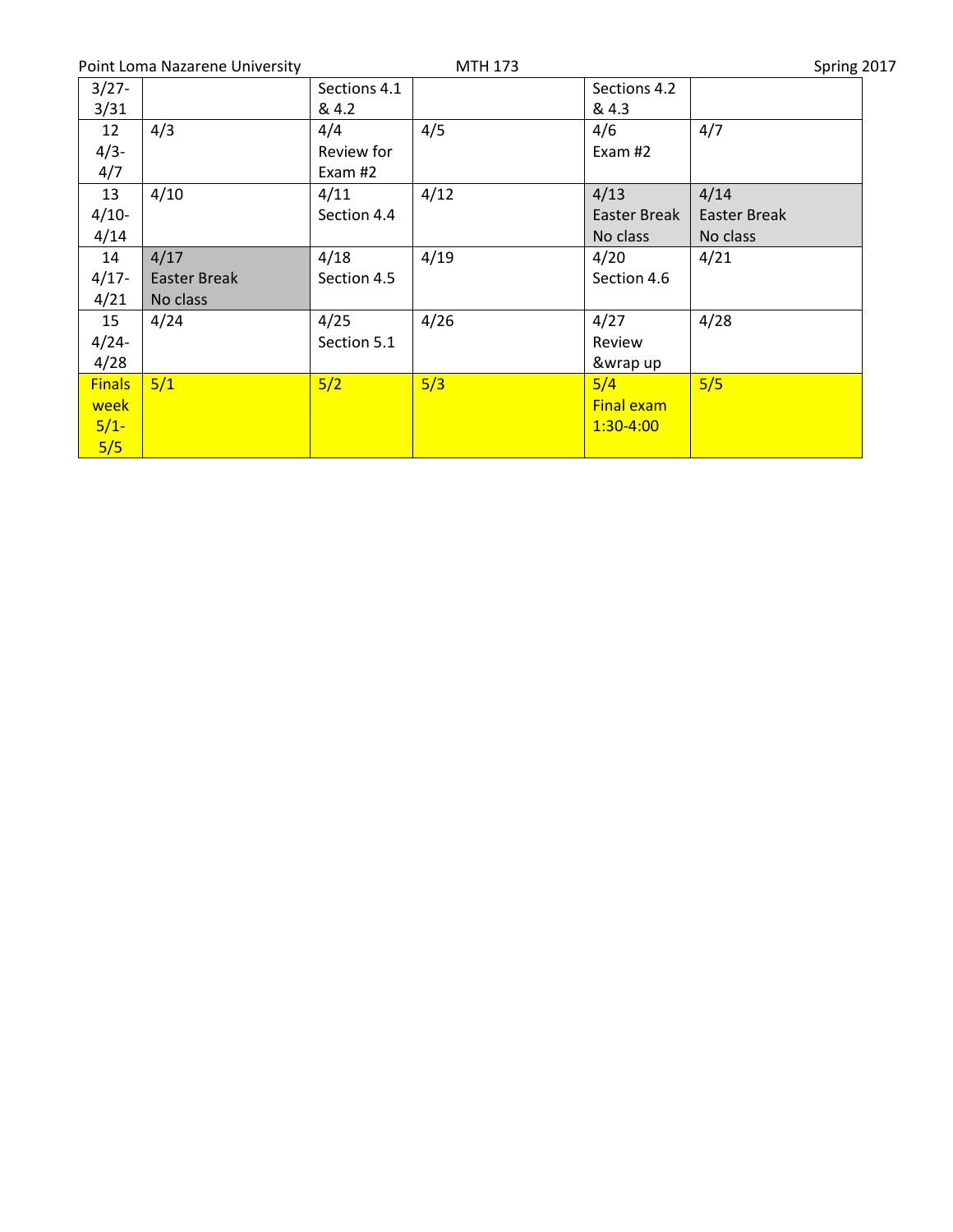| | | | | | |
|---|---|---|---|---|---|
| 3/27-3/31 | | Sections 4.1 & 4.2 | | Sections 4.2 & 4.3 | |
| 12 4/3-4/7 | 4/3 | 4/4 Review for Exam #2 | 4/5 | 4/6 Exam #2 | 4/7 |
| 13 4/10-4/14 | 4/10 | 4/11 Section 4.4 | 4/12 | 4/13 Easter Break No class | 4/14 Easter Break No class |
| 14 4/17-4/21 | 4/17 Easter Break No class | 4/18 Section 4.5 | 4/19 | 4/20 Section 4.6 | 4/21 |
| 15 4/24-4/28 | 4/24 | 4/25 Section 5.1 | 4/26 | 4/27 Review &wrap up | 4/28 |
| Finals week 5/1-5/5 | 5/1 | 5/2 | 5/3 | 5/4 Final exam 1:30-4:00 | 5/5 |